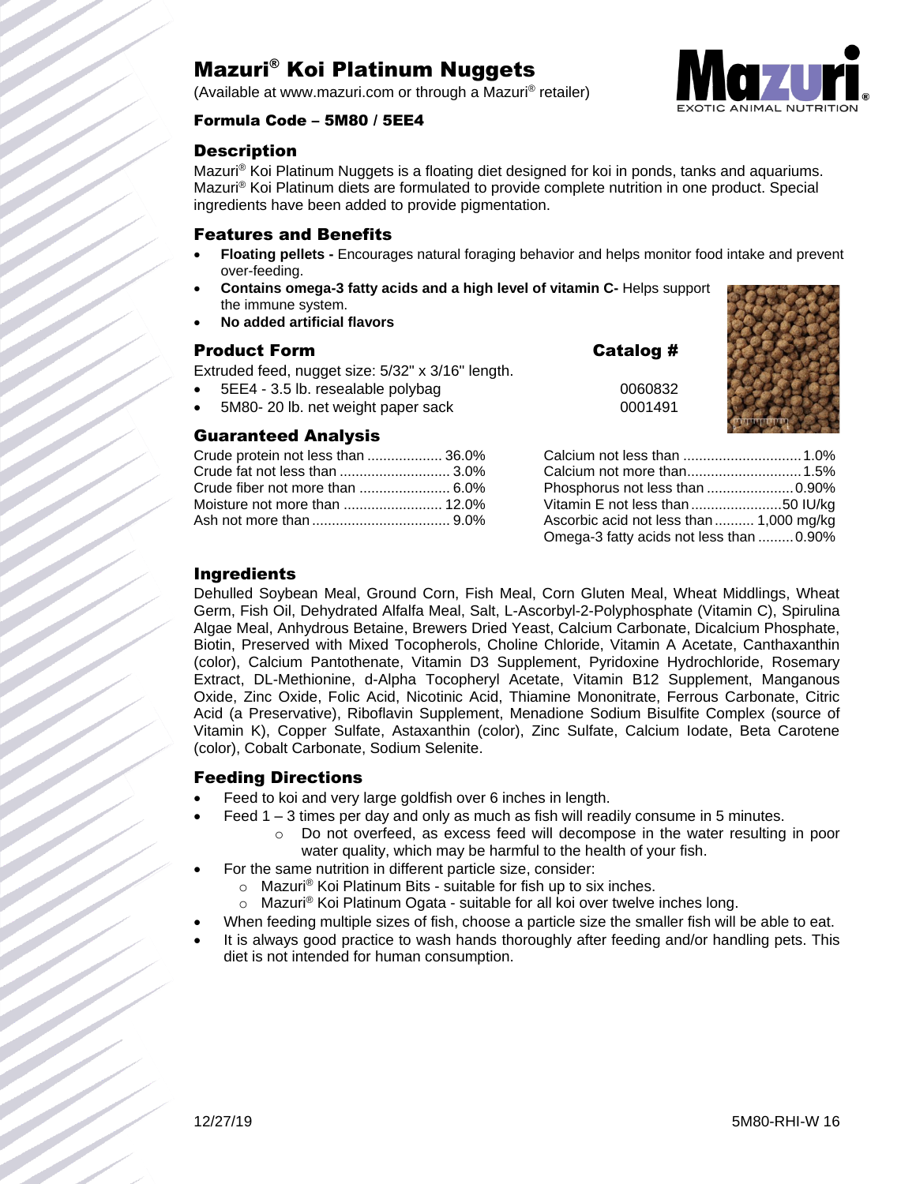# Mazuri® Koi Platinum Nuggets

(Available at www.mazuri.com or through a Mazuri® retailer)

**Formula Code – 5M80 / 5EE4**

## Description

Mazuri® Koi Platinum Nuggets is a floating diet designed for koi in ponds, tanks and aquariums. Mazuri® Koi Platinum diets are formulated to provide complete nutrition in one product. Special ingredients have been added to provide pigmentation.

## Features and Benefits

- **Floating pellets -** Encourages natural foraging behavior and helps monitor food intake and prevent over-feeding.
- **Contains omega-3 fatty acids and a high level of vitamin C-** Helps support the immune system.
- **No added artificial flavors**

## Product Form

Extruded feed, nugget size: 5/32" x 3/16" length.

| Product Form | Catalog # |
|---|---|
| 5EE4 - 3.5 lb. resealable polybag | 0060832 |
| 5M80- 20 lb. net weight paper sack | 0001491 |

## Guaranteed Analysis

| | |
|---|---|
| Crude protein not less than | 36.0% |
| Crude fat not less than | 3.0% |
| Crude fiber not more than | 6.0% |
| Moisture not more than | 12.0% |
| Ash not more than | 9.0% |
| Calcium not less than | 1.0% |
| Calcium not more than | 1.5% |
| Phosphorus not less than | 0.90% |
| Vitamin E not less than | 50 IU/kg |
| Ascorbic acid not less than | 1,000 mg/kg |
| Omega-3 fatty acids not less than | 0.90% |

## Ingredients

Dehulled Soybean Meal, Ground Corn, Fish Meal, Corn Gluten Meal, Wheat Middlings, Wheat Germ, Fish Oil, Dehydrated Alfalfa Meal, Salt, L-Ascorbyl-2-Polyphosphate (Vitamin C), Spirulina Algae Meal, Anhydrous Betaine, Brewers Dried Yeast, Calcium Carbonate, Dicalcium Phosphate, Biotin, Preserved with Mixed Tocopherols, Choline Chloride, Vitamin A Acetate, Canthaxanthin (color), Calcium Pantothenate, Vitamin D3 Supplement, Pyridoxine Hydrochloride, Rosemary Extract, DL-Methionine, d-Alpha Tocopheryl Acetate, Vitamin B12 Supplement, Manganous Oxide, Zinc Oxide, Folic Acid, Nicotinic Acid, Thiamine Mononitrate, Ferrous Carbonate, Citric Acid (a Preservative), Riboflavin Supplement, Menadione Sodium Bisulfite Complex (source of Vitamin K), Copper Sulfate, Astaxanthin (color), Zinc Sulfate, Calcium Iodate, Beta Carotene (color), Cobalt Carbonate, Sodium Selenite.

## Feeding Directions

- Feed to koi and very large goldfish over 6 inches in length.
- Feed 1 – 3 times per day and only as much as fish will readily consume in 5 minutes.
  - Do not overfeed, as excess feed will decompose in the water resulting in poor water quality, which may be harmful to the health of your fish.
- For the same nutrition in different particle size, consider:
  - Mazuri® Koi Platinum Bits - suitable for fish up to six inches.
  - Mazuri® Koi Platinum Ogata - suitable for all koi over twelve inches long.
- When feeding multiple sizes of fish, choose a particle size the smaller fish will be able to eat.
- It is always good practice to wash hands thoroughly after feeding and/or handling pets. This diet is not intended for human consumption.

12/27/19 5M80-RHI-W 16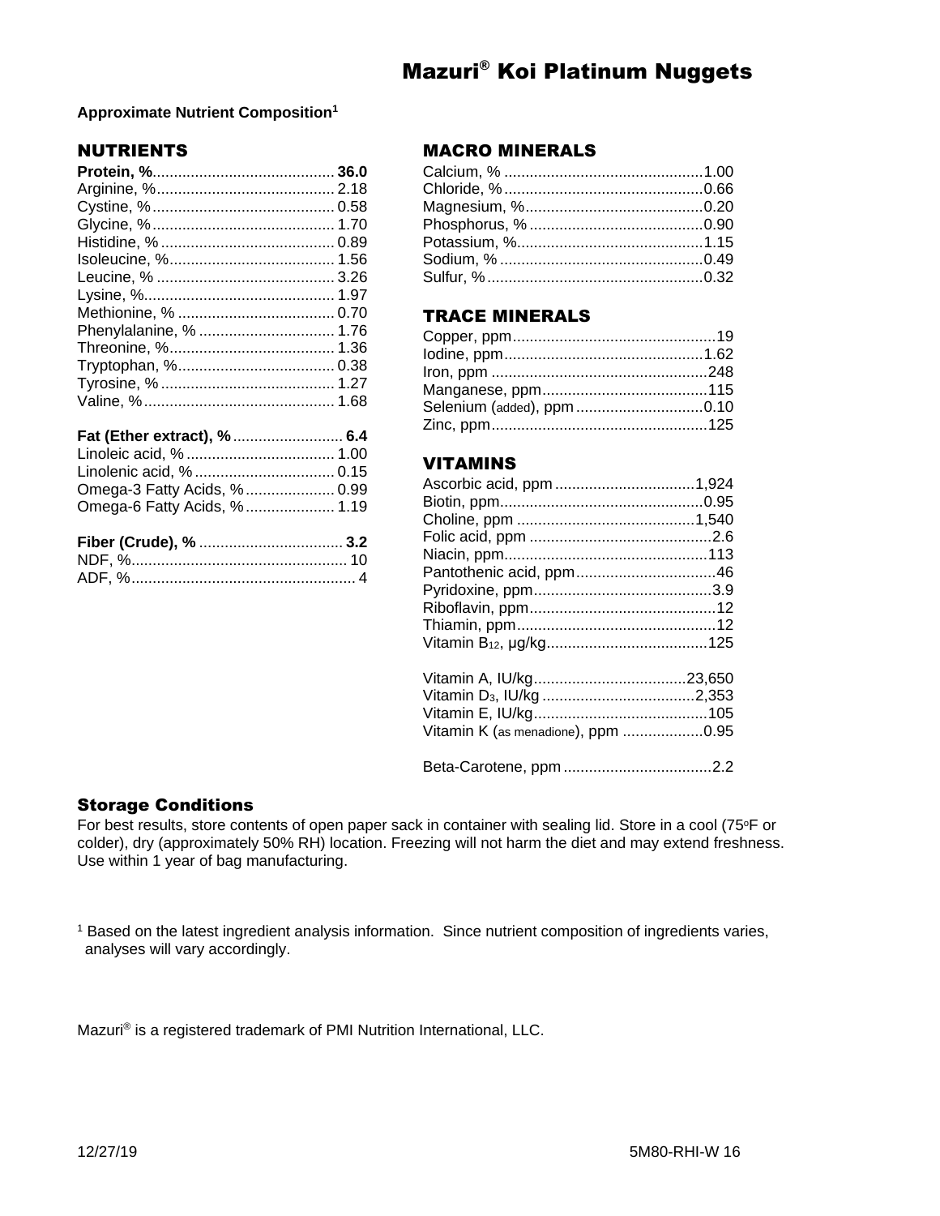# Mazuri® Koi Platinum Nuggets

**Approximate Nutrient Composition[1]**

## NUTRIENTS

| | |
|---|---|
| **Protein, %** | **36.0** |
| Arginine, % | 2.18 |
| Cystine, % | 0.58 |
| Glycine, % | 1.70 |
| Histidine, % | 0.89 |
| Isoleucine, % | 1.56 |
| Leucine, % | 3.26 |
| Lysine, % | 1.97 |
| Methionine, % | 0.70 |
| Phenylalanine, % | 1.76 |
| Threonine, % | 1.36 |
| Tryptophan, % | 0.38 |
| Tyrosine, % | 1.27 |
| Valine, % | 1.68 |

| | |
|---|---|
| **Fat (Ether extract), %** | **6.4** |
| Linoleic acid, % | 1.00 |
| Linolenic acid, % | 0.15 |
| Omega-3 Fatty Acids, % | 0.99 |
| Omega-6 Fatty Acids, % | 1.19 |

| | |
|---|---|
| **Fiber (Crude), %** | **3.2** |
| NDF, % | 10 |
| ADF, % | 4 |

## MACRO MINERALS

| | |
|---|---|
| Calcium, % | 1.00 |
| Chloride, % | 0.66 |
| Magnesium, % | 0.20 |
| Phosphorus, % | 0.90 |
| Potassium, % | 1.15 |
| Sodium, % | 0.49 |
| Sulfur, % | 0.32 |

## TRACE MINERALS

| | |
|---|---|
| Copper, ppm | 19 |
| Iodine, ppm | 1.62 |
| Iron, ppm | 248 |
| Manganese, ppm | 115 |
| Selenium (added), ppm | 0.10 |
| Zinc, ppm | 125 |

## VITAMINS

| | |
|---|---|
| Ascorbic acid, ppm | 1,924 |
| Biotin, ppm | 0.95 |
| Choline, ppm | 1,540 |
| Folic acid, ppm | 2.6 |
| Niacin, ppm | 113 |
| Pantothenic acid, ppm | 46 |
| Pyridoxine, ppm | 3.9 |
| Riboflavin, ppm | 12 |
| Thiamin, ppm | 12 |
| Vitamin $B_{12}$, µg/kg | 125 |

| | |
|---|---|
| Vitamin A, IU/kg | 23,650 |
| Vitamin $D_3$, IU/kg | 2,353 |
| Vitamin E, IU/kg | 105 |
| Vitamin K (as menadione), ppm | 0.95 |

| | |
|---|---|
| Beta-Carotene, ppm | 2.2 |

## Storage Conditions

For best results, store contents of open paper sack in container with sealing lid. Store in a cool (75°F or colder), dry (approximately 50% RH) location. Freezing will not harm the diet and may extend freshness. Use within 1 year of bag manufacturing.

[1] Based on the latest ingredient analysis information. Since nutrient composition of ingredients varies, analyses will vary accordingly.

Mazuri® is a registered trademark of PMI Nutrition International, LLC.

12/27/19 5M80-RHI-W 16